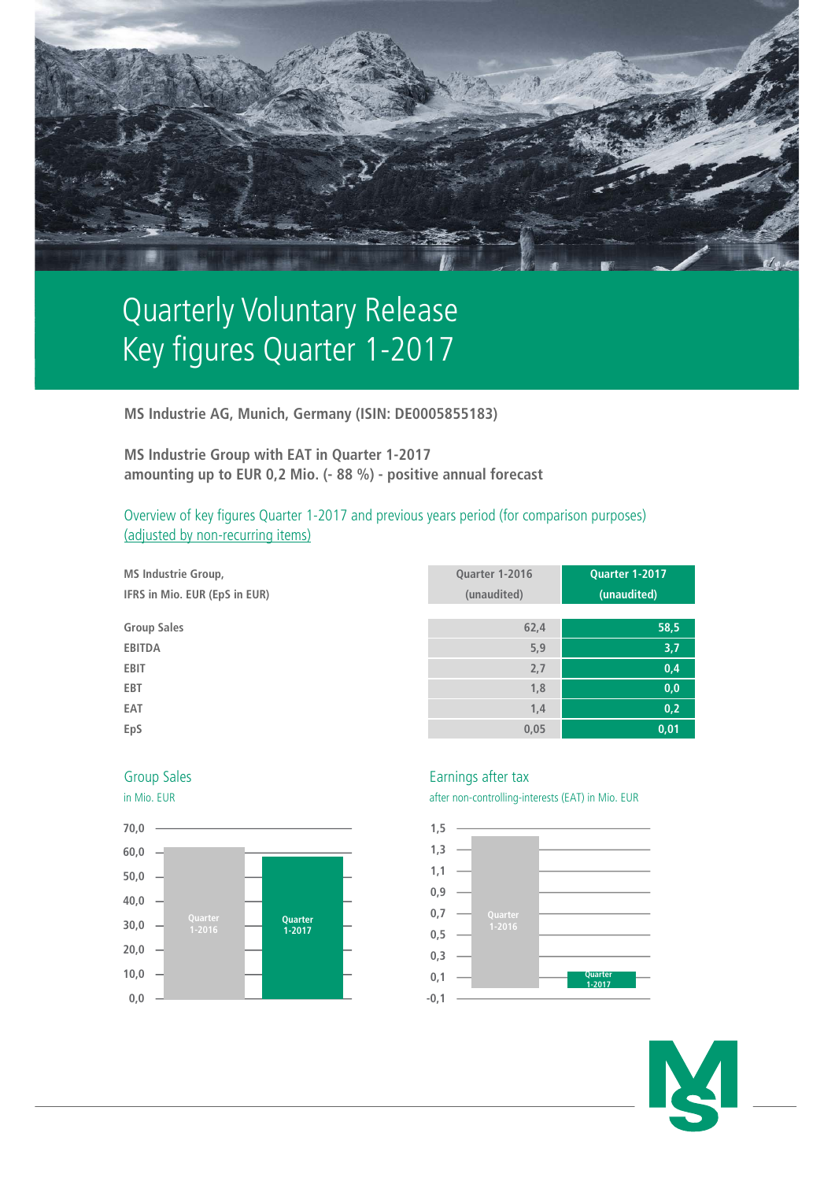# Quarterly Voluntary Release
# Key figures Quarter 1-2017

**MS Industrie AG, Munich, Germany (ISIN: DE0005855183)**

**MS Industrie Group with EAT in Quarter 1-2017 amounting up to EUR 0,2 Mio. (- 88 %) - positive annual forecast**

Overview of key figures Quarter 1-2017 and previous years period (for comparison purposes) (adjusted by non-recurring items)

| MS Industrie Group, IFRS in Mio. EUR (EpS in EUR) | Quarter 1-2016 (unaudited) | Quarter 1-2017 (unaudited) |
|---|---|---|
| Group Sales | 62,4 | 58,5 |
| EBITDA | 5,9 | 3,7 |
| EBIT | 2,7 | 0,4 |
| EBT | 1,8 | 0,0 |
| EAT | 1,4 | 0,2 |
| EpS | 0,05 | 0,01 |

## Group Sales

in Mio. EUR

## Earnings after tax

after non-controlling-interests (EAT) in Mio. EUR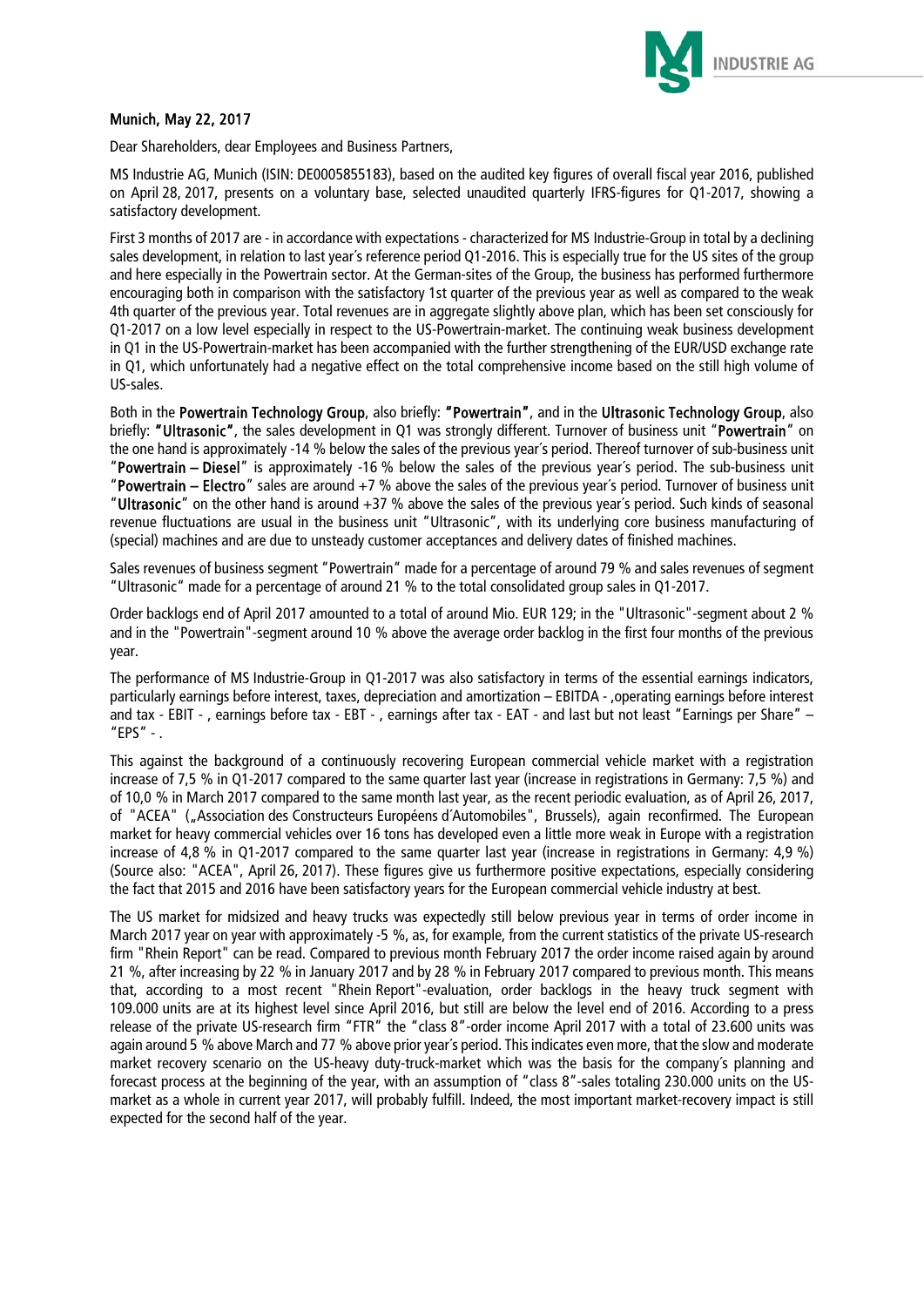**Munich, May 22, 2017**

Dear Shareholders, dear Employees and Business Partners,

MS Industrie AG, Munich (ISIN: DE0005855183), based on the audited key figures of overall fiscal year 2016, published on April 28, 2017, presents on a voluntary base, selected unaudited quarterly IFRS-figures for Q1-2017, showing a satisfactory development.

First 3 months of 2017 are - in accordance with expectations - characterized for MS Industrie-Group in total by a declining sales development, in relation to last year´s reference period Q1-2016. This is especially true for the US sites of the group and here especially in the Powertrain sector. At the German-sites of the Group, the business has performed furthermore encouraging both in comparison with the satisfactory 1st quarter of the previous year as well as compared to the weak 4th quarter of the previous year. Total revenues are in aggregate slightly above plan, which has been set consciously for Q1-2017 on a low level especially in respect to the US-Powertrain-market. The continuing weak business development in Q1 in the US-Powertrain-market has been accompanied with the further strengthening of the EUR/USD exchange rate in Q1, which unfortunately had a negative effect on the total comprehensive income based on the still high volume of US-sales.

Both in the **Powertrain Technology Group**, also briefly: **"Powertrain"**, and in the **Ultrasonic Technology Group**, also briefly: **"Ultrasonic"**, the sales development in Q1 was strongly different. Turnover of business unit "**Powertrain**" on the one hand is approximately -14 % below the sales of the previous year´s period. Thereof turnover of sub-business unit "**Powertrain – Diesel**" is approximately -16 % below the sales of the previous year´s period. The sub-business unit "**Powertrain – Electro**" sales are around +7 % above the sales of the previous year´s period. Turnover of business unit "**Ultrasonic**" on the other hand is around +37 % above the sales of the previous year´s period. Such kinds of seasonal revenue fluctuations are usual in the business unit "Ultrasonic", with its underlying core business manufacturing of (special) machines and are due to unsteady customer acceptances and delivery dates of finished machines.

Sales revenues of business segment "Powertrain" made for a percentage of around 79 % and sales revenues of segment "Ultrasonic" made for a percentage of around 21 % to the total consolidated group sales in Q1-2017.

Order backlogs end of April 2017 amounted to a total of around Mio. EUR 129; in the "Ultrasonic"-segment about 2 % and in the "Powertrain"-segment around 10 % above the average order backlog in the first four months of the previous year.

The performance of MS Industrie-Group in Q1-2017 was also satisfactory in terms of the essential earnings indicators, particularly earnings before interest, taxes, depreciation and amortization – EBITDA - ,operating earnings before interest and tax - EBIT - , earnings before tax - EBT - , earnings after tax - EAT - and last but not least "Earnings per Share" – "EPS" - .

This against the background of a continuously recovering European commercial vehicle market with a registration increase of 7,5 % in Q1-2017 compared to the same quarter last year (increase in registrations in Germany: 7,5 %) and of 10,0 % in March 2017 compared to the same month last year, as the recent periodic evaluation, as of April 26, 2017, of "ACEA" („Association des Constructeurs Européens d´Automobiles", Brussels), again reconfirmed. The European market for heavy commercial vehicles over 16 tons has developed even a little more weak in Europe with a registration increase of 4,8 % in Q1-2017 compared to the same quarter last year (increase in registrations in Germany: 4,9 %) (Source also: "ACEA", April 26, 2017). These figures give us furthermore positive expectations, especially considering the fact that 2015 and 2016 have been satisfactory years for the European commercial vehicle industry at best.

The US market for midsized and heavy trucks was expectedly still below previous year in terms of order income in March 2017 year on year with approximately -5 %, as, for example, from the current statistics of the private US-research firm "Rhein Report" can be read. Compared to previous month February 2017 the order income raised again by around 21 %, after increasing by 22 % in January 2017 and by 28 % in February 2017 compared to previous month. This means that, according to a most recent "Rhein Report"-evaluation, order backlogs in the heavy truck segment with 109.000 units are at its highest level since April 2016, but still are below the level end of 2016. According to a press release of the private US-research firm "FTR" the "class 8"-order income April 2017 with a total of 23.600 units was again around 5 % above March and 77 % above prior year´s period. This indicates even more, that the slow and moderate market recovery scenario on the US-heavy duty-truck-market which was the basis for the company´s planning and forecast process at the beginning of the year, with an assumption of "class 8"-sales totaling 230.000 units on the US-market as a whole in current year 2017, will probably fulfill. Indeed, the most important market-recovery impact is still expected for the second half of the year.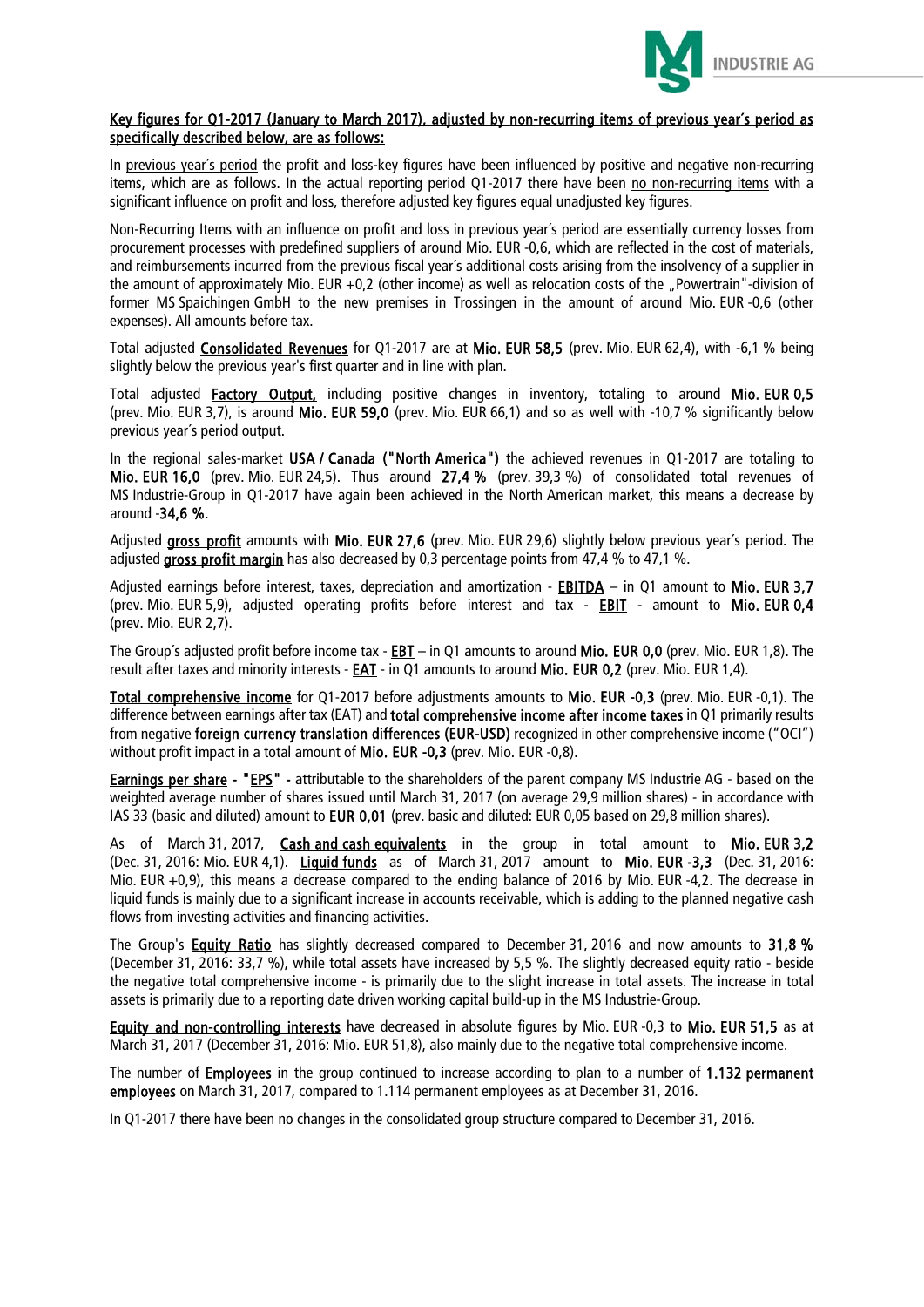**Key figures for Q1-2017 (January to March 2017), adjusted by non-recurring items of previous year's period as specifically described below, are as follows:**

In previous year's period the profit and loss-key figures have been influenced by positive and negative non-recurring items, which are as follows. In the actual reporting period Q1-2017 there have been no non-recurring items with a significant influence on profit and loss, therefore adjusted key figures equal unadjusted key figures.

Non-Recurring Items with an influence on profit and loss in previous year's period are essentially currency losses from procurement processes with predefined suppliers of around Mio. EUR -0,6, which are reflected in the cost of materials, and reimbursements incurred from the previous fiscal year's additional costs arising from the insolvency of a supplier in the amount of approximately Mio. EUR +0,2 (other income) as well as relocation costs of the „Powertrain"-division of former MS Spaichingen GmbH to the new premises in Trossingen in the amount of around Mio. EUR -0,6 (other expenses). All amounts before tax.

Total adjusted **Consolidated Revenues** for Q1-2017 are at **Mio. EUR 58,5** (prev. Mio. EUR 62,4), with -6,1 % being slightly below the previous year's first quarter and in line with plan.

Total adjusted **Factory Output,** including positive changes in inventory, totaling to around **Mio. EUR 0,5** (prev. Mio. EUR 3,7), is around **Mio. EUR 59,0** (prev. Mio. EUR 66,1) and so as well with -10,7 % significantly below previous year's period output.

In the regional sales-market **USA / Canada ("North America")** the achieved revenues in Q1-2017 are totaling to **Mio. EUR 16,0** (prev. Mio. EUR 24,5). Thus around **27,4 %** (prev. 39,3 %) of consolidated total revenues of MS Industrie-Group in Q1-2017 have again been achieved in the North American market, this means a decrease by around **-34,6 %**.

Adjusted **gross profit** amounts with **Mio. EUR 27,6** (prev. Mio. EUR 29,6) slightly below previous year's period. The adjusted **gross profit margin** has also decreased by 0,3 percentage points from 47,4 % to 47,1 %.

Adjusted earnings before interest, taxes, depreciation and amortization - **EBITDA** – in Q1 amount to **Mio. EUR 3,7** (prev. Mio. EUR 5,9), adjusted operating profits before interest and tax - **EBIT** - amount to **Mio. EUR 0,4** (prev. Mio. EUR 2,7).

The Group's adjusted profit before income tax - **EBT** – in Q1 amounts to around **Mio. EUR 0,0** (prev. Mio. EUR 1,8). The result after taxes and minority interests - **EAT** - in Q1 amounts to around **Mio. EUR 0,2** (prev. Mio. EUR 1,4).

**Total comprehensive income** for Q1-2017 before adjustments amounts to **Mio. EUR -0,3** (prev. Mio. EUR -0,1). The difference between earnings after tax (EAT) and **total comprehensive income after income taxes** in Q1 primarily results from negative **foreign currency translation differences (EUR-USD)** recognized in other comprehensive income ("OCI") without profit impact in a total amount of **Mio. EUR -0,3** (prev. Mio. EUR -0,8).

**Earnings per share - "EPS" -** attributable to the shareholders of the parent company MS Industrie AG - based on the weighted average number of shares issued until March 31, 2017 (on average 29,9 million shares) - in accordance with IAS 33 (basic and diluted) amount to **EUR 0,01** (prev. basic and diluted: EUR 0,05 based on 29,8 million shares).

As of March 31, 2017, **Cash and cash equivalents** in the group in total amount to **Mio. EUR 3,2** (Dec. 31, 2016: Mio. EUR 4,1). **Liquid funds** as of March 31, 2017 amount to **Mio. EUR -3,3** (Dec. 31, 2016: Mio. EUR +0,9), this means a decrease compared to the ending balance of 2016 by Mio. EUR -4,2. The decrease in liquid funds is mainly due to a significant increase in accounts receivable, which is adding to the planned negative cash flows from investing activities and financing activities.

The Group's **Equity Ratio** has slightly decreased compared to December 31, 2016 and now amounts to **31,8 %** (December 31, 2016: 33,7 %), while total assets have increased by 5,5 %. The slightly decreased equity ratio - beside the negative total comprehensive income - is primarily due to the slight increase in total assets. The increase in total assets is primarily due to a reporting date driven working capital build-up in the MS Industrie-Group.

**Equity and non-controlling interests** have decreased in absolute figures by Mio. EUR -0,3 to **Mio. EUR 51,5** as at March 31, 2017 (December 31, 2016: Mio. EUR 51,8), also mainly due to the negative total comprehensive income.

The number of **Employees** in the group continued to increase according to plan to a number of **1.132 permanent employees** on March 31, 2017, compared to 1.114 permanent employees as at December 31, 2016.

In Q1-2017 there have been no changes in the consolidated group structure compared to December 31, 2016.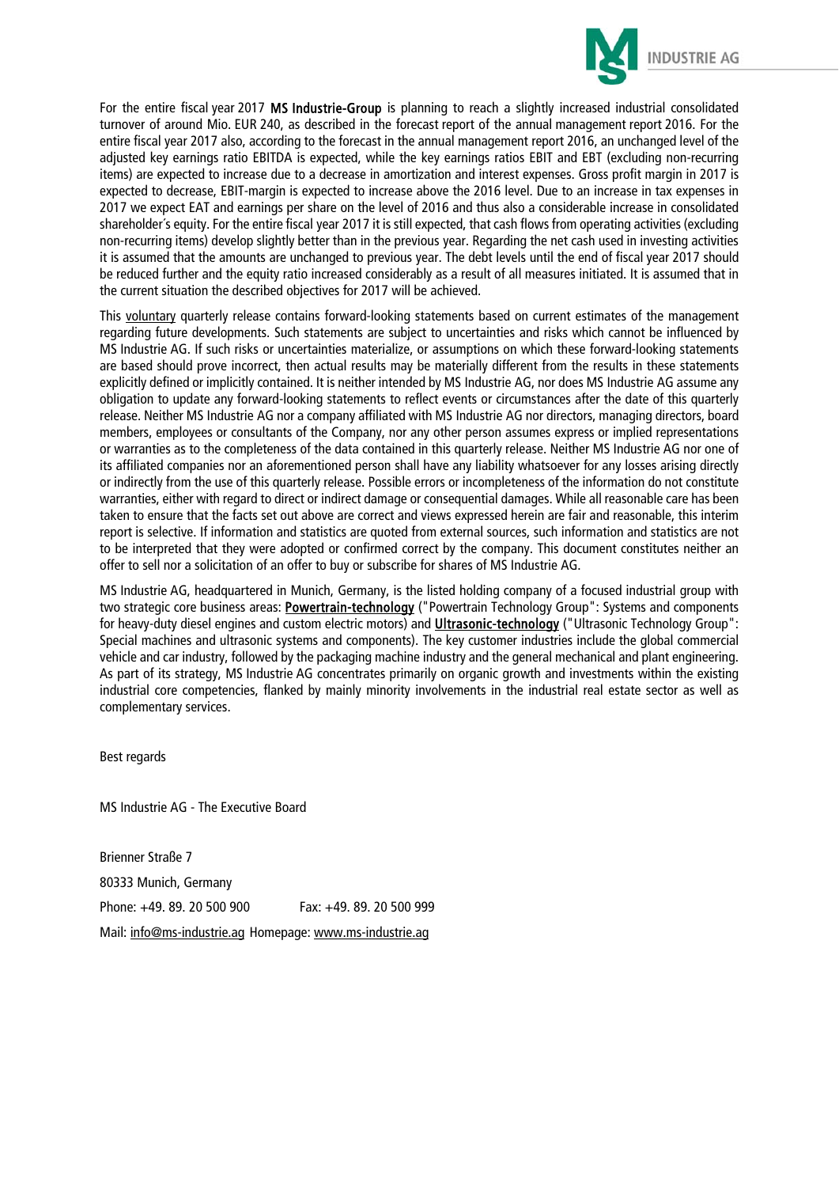For the entire fiscal year 2017 **MS Industrie-Group** is planning to reach a slightly increased industrial consolidated turnover of around Mio. EUR 240, as described in the forecast report of the annual management report 2016. For the entire fiscal year 2017 also, according to the forecast in the annual management report 2016, an unchanged level of the adjusted key earnings ratio EBITDA is expected, while the key earnings ratios EBIT and EBT (excluding non-recurring items) are expected to increase due to a decrease in amortization and interest expenses. Gross profit margin in 2017 is expected to decrease, EBIT-margin is expected to increase above the 2016 level. Due to an increase in tax expenses in 2017 we expect EAT and earnings per share on the level of 2016 and thus also a considerable increase in consolidated shareholder´s equity. For the entire fiscal year 2017 it is still expected, that cash flows from operating activities (excluding non-recurring items) develop slightly better than in the previous year. Regarding the net cash used in investing activities it is assumed that the amounts are unchanged to previous year. The debt levels until the end of fiscal year 2017 should be reduced further and the equity ratio increased considerably as a result of all measures initiated. It is assumed that in the current situation the described objectives for 2017 will be achieved.

This voluntary quarterly release contains forward-looking statements based on current estimates of the management regarding future developments. Such statements are subject to uncertainties and risks which cannot be influenced by MS Industrie AG. If such risks or uncertainties materialize, or assumptions on which these forward-looking statements are based should prove incorrect, then actual results may be materially different from the results in these statements explicitly defined or implicitly contained. It is neither intended by MS Industrie AG, nor does MS Industrie AG assume any obligation to update any forward-looking statements to reflect events or circumstances after the date of this quarterly release. Neither MS Industrie AG nor a company affiliated with MS Industrie AG nor directors, managing directors, board members, employees or consultants of the Company, nor any other person assumes express or implied representations or warranties as to the completeness of the data contained in this quarterly release. Neither MS Industrie AG nor one of its affiliated companies nor an aforementioned person shall have any liability whatsoever for any losses arising directly or indirectly from the use of this quarterly release. Possible errors or incompleteness of the information do not constitute warranties, either with regard to direct or indirect damage or consequential damages. While all reasonable care has been taken to ensure that the facts set out above are correct and views expressed herein are fair and reasonable, this interim report is selective. If information and statistics are quoted from external sources, such information and statistics are not to be interpreted that they were adopted or confirmed correct by the company. This document constitutes neither an offer to sell nor a solicitation of an offer to buy or subscribe for shares of MS Industrie AG.

MS Industrie AG, headquartered in Munich, Germany, is the listed holding company of a focused industrial group with two strategic core business areas: **Powertrain-technology** ("Powertrain Technology Group": Systems and components for heavy-duty diesel engines and custom electric motors) and **Ultrasonic-technology** ("Ultrasonic Technology Group": Special machines and ultrasonic systems and components). The key customer industries include the global commercial vehicle and car industry, followed by the packaging machine industry and the general mechanical and plant engineering. As part of its strategy, MS Industrie AG concentrates primarily on organic growth and investments within the existing industrial core competencies, flanked by mainly minority involvements in the industrial real estate sector as well as complementary services.

Best regards

MS Industrie AG - The Executive Board

Brienner Straße 7

80333 Munich, Germany

Phone: +49. 89. 20 500 900    Fax: +49. 89. 20 500 999

Mail: info@ms-industrie.ag Homepage: www.ms-industrie.ag